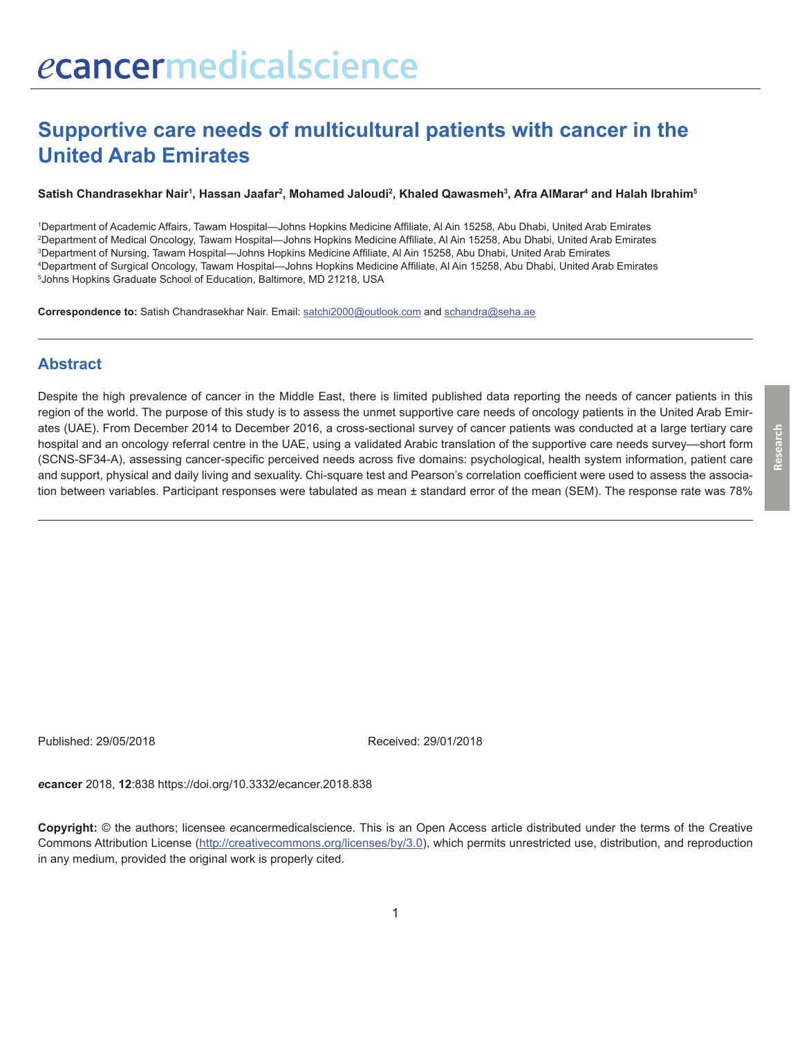# Supportive care needs of multicultural patients with cancer in the United Arab Emirates

**Satish Chandrasekhar Nair[1], Hassan Jaafar[2], Mohamed Jaloudi[2], Khaled Qawasmeh[3], Afra AlMarar[4] and Halah Ibrahim[5]**

[1]Department of Academic Affairs, Tawam Hospital—Johns Hopkins Medicine Affiliate, Al Ain 15258, Abu Dhabi, United Arab Emirates
[2]Department of Medical Oncology, Tawam Hospital—Johns Hopkins Medicine Affiliate, Al Ain 15258, Abu Dhabi, United Arab Emirates
[3]Department of Nursing, Tawam Hospital—Johns Hopkins Medicine Affiliate, Al Ain 15258, Abu Dhabi, United Arab Emirates
[4]Department of Surgical Oncology, Tawam Hospital—Johns Hopkins Medicine Affiliate, Al Ain 15258, Abu Dhabi, United Arab Emirates
[5]Johns Hopkins Graduate School of Education, Baltimore, MD 21218, USA

**Correspondence to:** Satish Chandrasekhar Nair. Email: satchi2000@outlook.com and schandra@seha.ae

## Abstract

Despite the high prevalence of cancer in the Middle East, there is limited published data reporting the needs of cancer patients in this region of the world. The purpose of this study is to assess the unmet supportive care needs of oncology patients in the United Arab Emirates (UAE). From December 2014 to December 2016, a cross-sectional survey of cancer patients was conducted at a large tertiary care hospital and an oncology referral centre in the UAE, using a validated Arabic translation of the supportive care needs survey—short form (SCNS-SF34-A), assessing cancer-specific perceived needs across five domains: psychological, health system information, patient care and support, physical and daily living and sexuality. Chi-square test and Pearson's correlation coefficient were used to assess the association between variables. Participant responses were tabulated as mean ± standard error of the mean (SEM). The response rate was 78%

Published: 29/05/2018 Received: 29/01/2018

*e*cancer 2018, **12**:838 https://doi.org/10.3332/ecancer.2018.838

**Copyright:** © the authors; licensee *e*cancermedicalscience. This is an Open Access article distributed under the terms of the Creative Commons Attribution License (http://creativecommons.org/licenses/by/3.0), which permits unrestricted use, distribution, and reproduction in any medium, provided the original work is properly cited.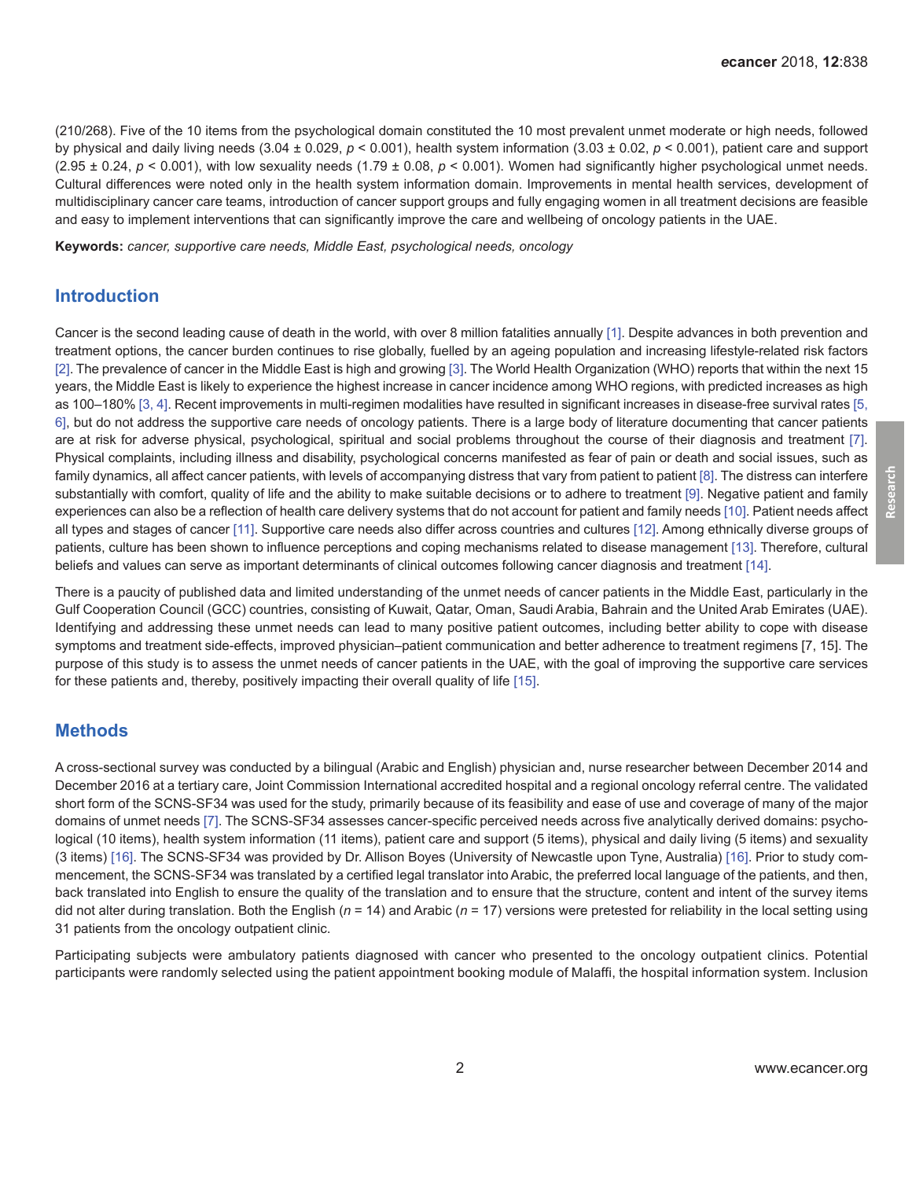(210/268). Five of the 10 items from the psychological domain constituted the 10 most prevalent unmet moderate or high needs, followed by physical and daily living needs (3.04 ± 0.029, $p < 0.001$), health system information (3.03 ± 0.02, $p < 0.001$), patient care and support (2.95 ± 0.24, $p < 0.001$), with low sexuality needs (1.79 ± 0.08, $p < 0.001$). Women had significantly higher psychological unmet needs. Cultural differences were noted only in the health system information domain. Improvements in mental health services, development of multidisciplinary cancer care teams, introduction of cancer support groups and fully engaging women in all treatment decisions are feasible and easy to implement interventions that can significantly improve the care and wellbeing of oncology patients in the UAE.

**Keywords:** *cancer, supportive care needs, Middle East, psychological needs, oncology*

## Introduction

Cancer is the second leading cause of death in the world, with over 8 million fatalities annually [1]. Despite advances in both prevention and treatment options, the cancer burden continues to rise globally, fuelled by an ageing population and increasing lifestyle-related risk factors [2]. The prevalence of cancer in the Middle East is high and growing [3]. The World Health Organization (WHO) reports that within the next 15 years, the Middle East is likely to experience the highest increase in cancer incidence among WHO regions, with predicted increases as high as 100–180% [3, 4]. Recent improvements in multi-regimen modalities have resulted in significant increases in disease-free survival rates [5, 6], but do not address the supportive care needs of oncology patients. There is a large body of literature documenting that cancer patients are at risk for adverse physical, psychological, spiritual and social problems throughout the course of their diagnosis and treatment [7]. Physical complaints, including illness and disability, psychological concerns manifested as fear of pain or death and social issues, such as family dynamics, all affect cancer patients, with levels of accompanying distress that vary from patient to patient [8]. The distress can interfere substantially with comfort, quality of life and the ability to make suitable decisions or to adhere to treatment [9]. Negative patient and family experiences can also be a reflection of health care delivery systems that do not account for patient and family needs [10]. Patient needs affect all types and stages of cancer [11]. Supportive care needs also differ across countries and cultures [12]. Among ethnically diverse groups of patients, culture has been shown to influence perceptions and coping mechanisms related to disease management [13]. Therefore, cultural beliefs and values can serve as important determinants of clinical outcomes following cancer diagnosis and treatment [14].

There is a paucity of published data and limited understanding of the unmet needs of cancer patients in the Middle East, particularly in the Gulf Cooperation Council (GCC) countries, consisting of Kuwait, Qatar, Oman, Saudi Arabia, Bahrain and the United Arab Emirates (UAE). Identifying and addressing these unmet needs can lead to many positive patient outcomes, including better ability to cope with disease symptoms and treatment side-effects, improved physician–patient communication and better adherence to treatment regimens [7, 15]. The purpose of this study is to assess the unmet needs of cancer patients in the UAE, with the goal of improving the supportive care services for these patients and, thereby, positively impacting their overall quality of life [15].

## Methods

A cross-sectional survey was conducted by a bilingual (Arabic and English) physician and, nurse researcher between December 2014 and December 2016 at a tertiary care, Joint Commission International accredited hospital and a regional oncology referral centre. The validated short form of the SCNS-SF34 was used for the study, primarily because of its feasibility and ease of use and coverage of many of the major domains of unmet needs [7]. The SCNS-SF34 assesses cancer-specific perceived needs across five analytically derived domains: psychological (10 items), health system information (11 items), patient care and support (5 items), physical and daily living (5 items) and sexuality (3 items) [16]. The SCNS-SF34 was provided by Dr. Allison Boyes (University of Newcastle upon Tyne, Australia) [16]. Prior to study commencement, the SCNS-SF34 was translated by a certified legal translator into Arabic, the preferred local language of the patients, and then, back translated into English to ensure the quality of the translation and to ensure that the structure, content and intent of the survey items did not alter during translation. Both the English ($n$ = 14) and Arabic ($n$ = 17) versions were pretested for reliability in the local setting using 31 patients from the oncology outpatient clinic.

Participating subjects were ambulatory patients diagnosed with cancer who presented to the oncology outpatient clinics. Potential participants were randomly selected using the patient appointment booking module of Malaffi, the hospital information system. Inclusion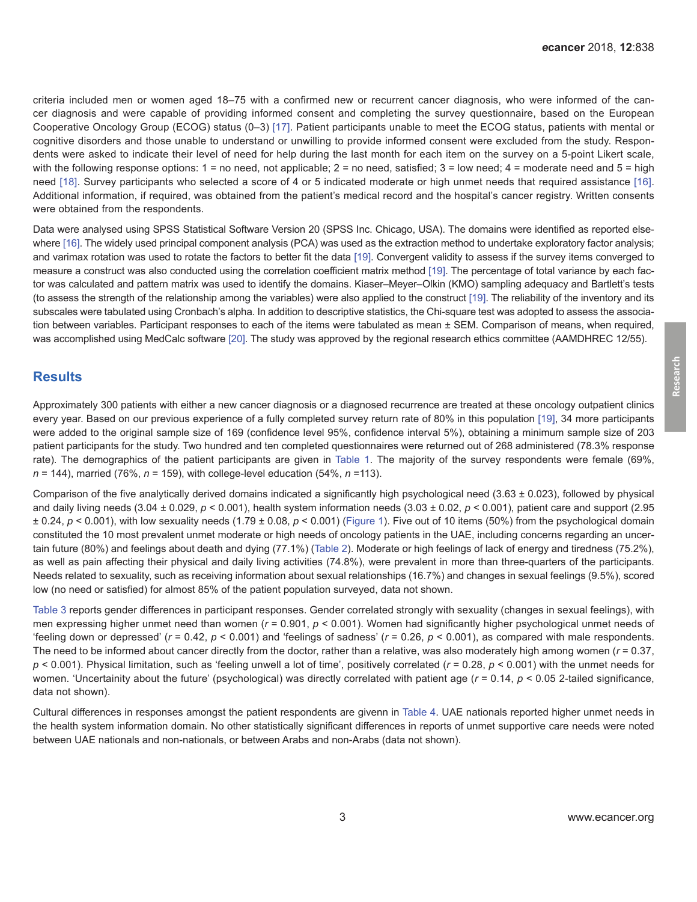criteria included men or women aged 18–75 with a confirmed new or recurrent cancer diagnosis, who were informed of the cancer diagnosis and were capable of providing informed consent and completing the survey questionnaire, based on the European Cooperative Oncology Group (ECOG) status (0–3) [17]. Patient participants unable to meet the ECOG status, patients with mental or cognitive disorders and those unable to understand or unwilling to provide informed consent were excluded from the study. Respondents were asked to indicate their level of need for help during the last month for each item on the survey on a 5-point Likert scale, with the following response options: 1 = no need, not applicable; 2 = no need, satisfied; 3 = low need; 4 = moderate need and 5 = high need [18]. Survey participants who selected a score of 4 or 5 indicated moderate or high unmet needs that required assistance [16]. Additional information, if required, was obtained from the patient's medical record and the hospital's cancer registry. Written consents were obtained from the respondents.

Data were analysed using SPSS Statistical Software Version 20 (SPSS Inc. Chicago, USA). The domains were identified as reported elsewhere [16]. The widely used principal component analysis (PCA) was used as the extraction method to undertake exploratory factor analysis; and varimax rotation was used to rotate the factors to better fit the data [19]. Convergent validity to assess if the survey items converged to measure a construct was also conducted using the correlation coefficient matrix method [19]. The percentage of total variance by each factor was calculated and pattern matrix was used to identify the domains. Kiaser–Meyer–Olkin (KMO) sampling adequacy and Bartlett's tests (to assess the strength of the relationship among the variables) were also applied to the construct [19]. The reliability of the inventory and its subscales were tabulated using Cronbach's alpha. In addition to descriptive statistics, the Chi-square test was adopted to assess the association between variables. Participant responses to each of the items were tabulated as mean ± SEM. Comparison of means, when required, was accomplished using MedCalc software [20]. The study was approved by the regional research ethics committee (AAMDHREC 12/55).

## Results

Approximately 300 patients with either a new cancer diagnosis or a diagnosed recurrence are treated at these oncology outpatient clinics every year. Based on our previous experience of a fully completed survey return rate of 80% in this population [19], 34 more participants were added to the original sample size of 169 (confidence level 95%, confidence interval 5%), obtaining a minimum sample size of 203 patient participants for the study. Two hundred and ten completed questionnaires were returned out of 268 administered (78.3% response rate). The demographics of the patient participants are given in Table 1. The majority of the survey respondents were female (69%, $n$ = 144), married (76%, $n$ = 159), with college-level education (54%, $n$ =113).

Comparison of the five analytically derived domains indicated a significantly high psychological need (3.63 ± 0.023), followed by physical and daily living needs (3.04 ± 0.029, $p < 0.001$), health system information needs (3.03 ± 0.02, $p < 0.001$), patient care and support (2.95 ± 0.24, $p < 0.001$), with low sexuality needs (1.79 ± 0.08, $p < 0.001$) (Figure 1). Five out of 10 items (50%) from the psychological domain constituted the 10 most prevalent unmet moderate or high needs of oncology patients in the UAE, including concerns regarding an uncertain future (80%) and feelings about death and dying (77.1%) (Table 2). Moderate or high feelings of lack of energy and tiredness (75.2%), as well as pain affecting their physical and daily living activities (74.8%), were prevalent in more than three-quarters of the participants. Needs related to sexuality, such as receiving information about sexual relationships (16.7%) and changes in sexual feelings (9.5%), scored low (no need or satisfied) for almost 85% of the patient population surveyed, data not shown.

Table 3 reports gender differences in participant responses. Gender correlated strongly with sexuality (changes in sexual feelings), with men expressing higher unmet need than women ($r$ = 0.901, $p < 0.001$). Women had significantly higher psychological unmet needs of 'feeling down or depressed' ($r$ = 0.42, $p < 0.001$) and 'feelings of sadness' ($r$ = 0.26, $p < 0.001$), as compared with male respondents. The need to be informed about cancer directly from the doctor, rather than a relative, was also moderately high among women ($r$ = 0.37, $p < 0.001$). Physical limitation, such as 'feeling unwell a lot of time', positively correlated ($r$ = 0.28, $p < 0.001$) with the unmet needs for women. 'Uncertainity about the future' (psychological) was directly correlated with patient age ($r$ = 0.14, $p < 0.05$ 2-tailed significance, data not shown).

Cultural differences in responses amongst the patient respondents are givenn in Table 4. UAE nationals reported higher unmet needs in the health system information domain. No other statistically significant differences in reports of unmet supportive care needs were noted between UAE nationals and non-nationals, or between Arabs and non-Arabs (data not shown).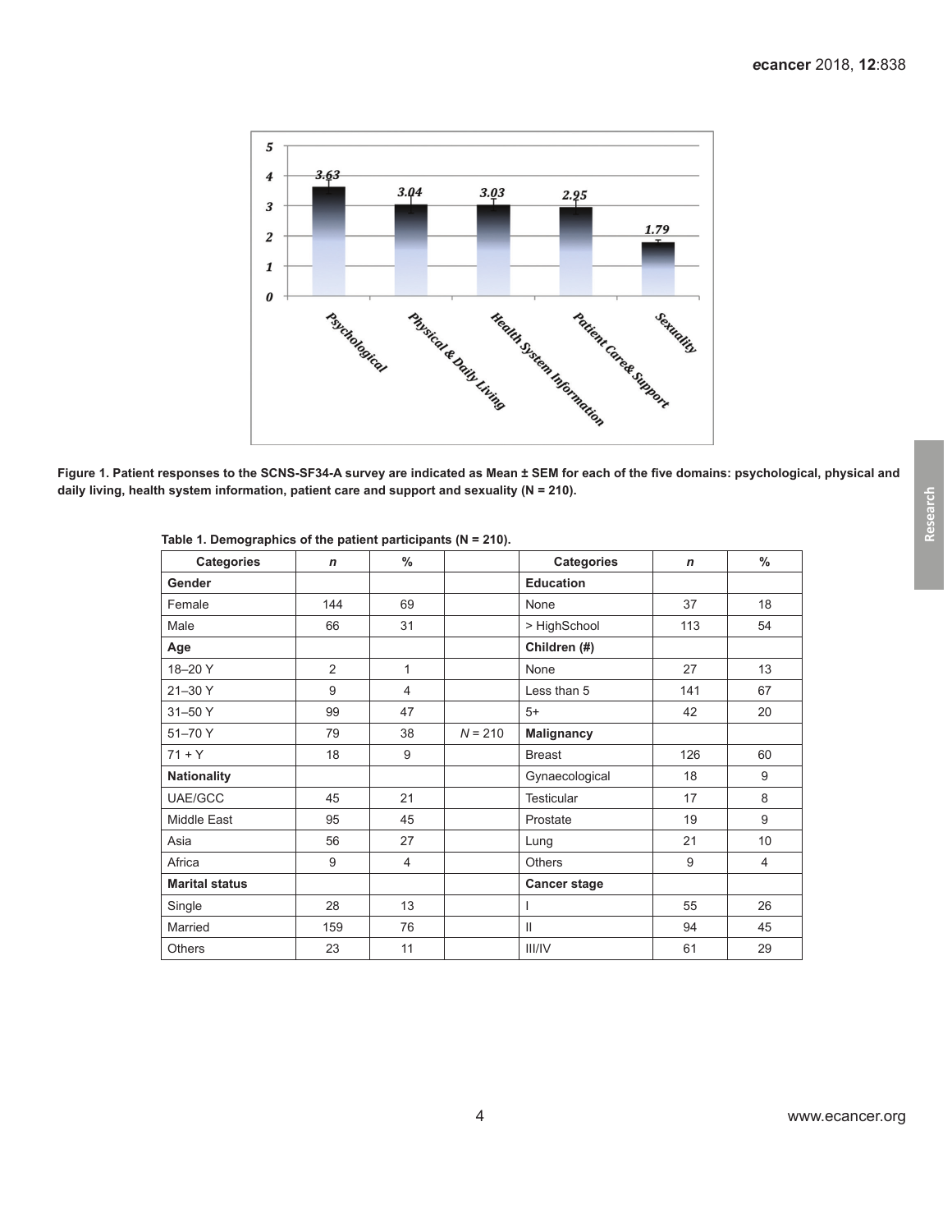**Figure 1. Patient responses to the SCNS-SF34-A survey are indicated as Mean ± SEM for each of the five domains: psychological, physical and daily living, health system information, patient care and support and sexuality (N = 210).**

**Table 1. Demographics of the patient participants (N = 210).**

| Categories | *n* | % | | Categories | *n* | % |
|---|---|---|---|---|---|---|
| **Gender** | | | | **Education** | | |
| Female | 144 | 69 | | None | 37 | 18 |
| Male | 66 | 31 | | > HighSchool | 113 | 54 |
| **Age** | | | | **Children (#)** | | |
| 18–20 Y | 2 | 1 | | None | 27 | 13 |
| 21–30 Y | 9 | 4 | | Less than 5 | 141 | 67 |
| 31–50 Y | 99 | 47 | | 5+ | 42 | 20 |
| 51–70 Y | 79 | 38 | *N* = 210 | **Malignancy** | | |
| 71 + Y | 18 | 9 | | Breast | 126 | 60 |
| **Nationality** | | | | Gynaecological | 18 | 9 |
| UAE/GCC | 45 | 21 | | Testicular | 17 | 8 |
| Middle East | 95 | 45 | | Prostate | 19 | 9 |
| Asia | 56 | 27 | | Lung | 21 | 10 |
| Africa | 9 | 4 | | Others | 9 | 4 |
| **Marital status** | | | | **Cancer stage** | | |
| Single | 28 | 13 | | I | 55 | 26 |
| Married | 159 | 76 | | II | 94 | 45 |
| Others | 23 | 11 | | III/IV | 61 | 29 |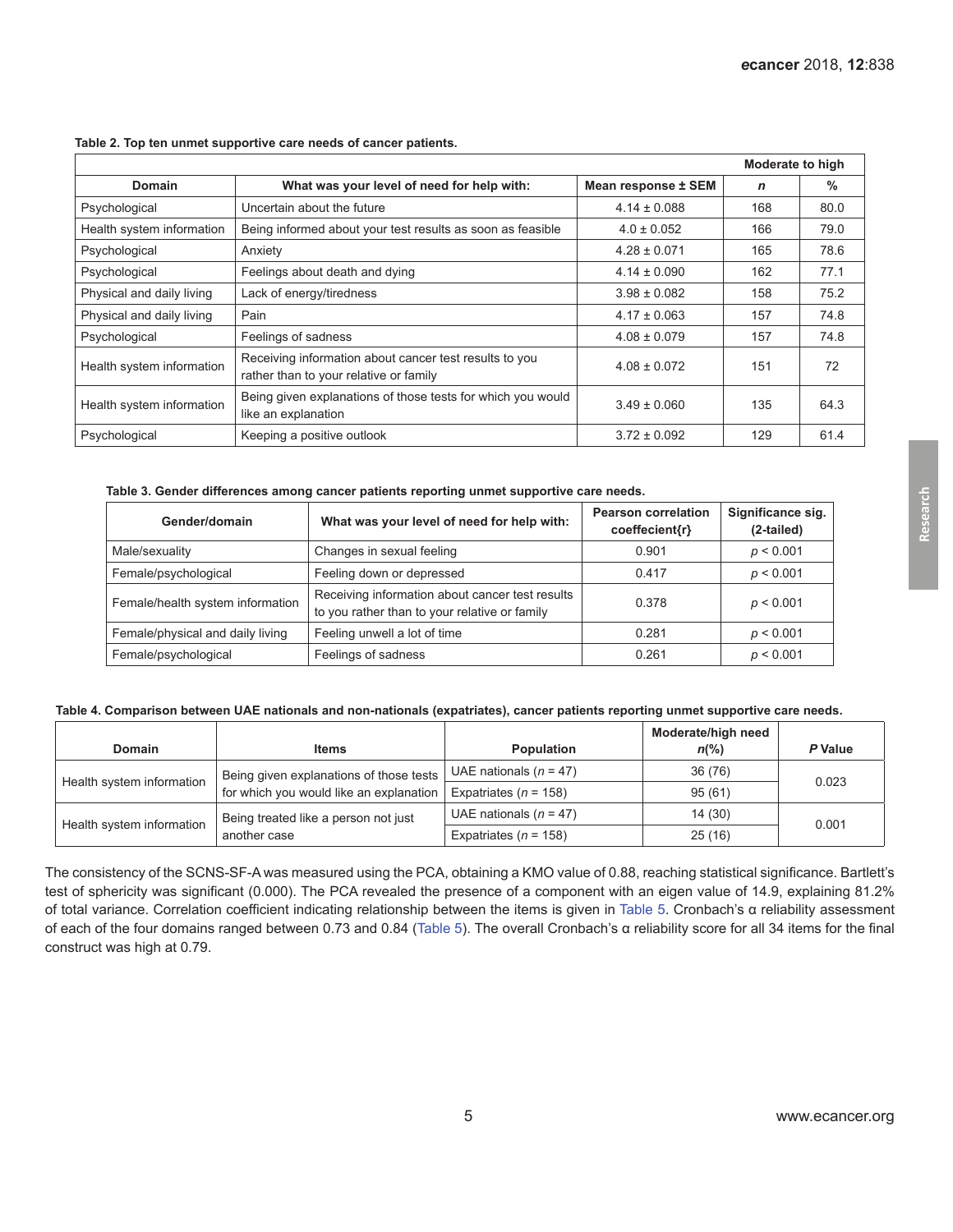**Table 2. Top ten unmet supportive care needs of cancer patients.**

| Domain | What was your level of need for help with: | Mean response ± SEM | Moderate to high | |
|---|---|---|---|---|
| | | | *n* | % |
| Psychological | Uncertain about the future | 4.14 ± 0.088 | 168 | 80.0 |
| Health system information | Being informed about your test results as soon as feasible | 4.0 ± 0.052 | 166 | 79.0 |
| Psychological | Anxiety | 4.28 ± 0.071 | 165 | 78.6 |
| Psychological | Feelings about death and dying | 4.14 ± 0.090 | 162 | 77.1 |
| Physical and daily living | Lack of energy/tiredness | 3.98 ± 0.082 | 158 | 75.2 |
| Physical and daily living | Pain | 4.17 ± 0.063 | 157 | 74.8 |
| Psychological | Feelings of sadness | 4.08 ± 0.079 | 157 | 74.8 |
| Health system information | Receiving information about cancer test results to you rather than to your relative or family | 4.08 ± 0.072 | 151 | 72 |
| Health system information | Being given explanations of those tests for which you would like an explanation | 3.49 ± 0.060 | 135 | 64.3 |
| Psychological | Keeping a positive outlook | 3.72 ± 0.092 | 129 | 61.4 |

**Table 3. Gender differences among cancer patients reporting unmet supportive care needs.**

| Gender/domain | What was your level of need for help with: | Pearson correlation coeffecient{r} | Significance sig. (2-tailed) |
|---|---|---|---|
| Male/sexuality | Changes in sexual feeling | 0.901 | $p < 0.001$ |
| Female/psychological | Feeling down or depressed | 0.417 | $p < 0.001$ |
| Female/health system information | Receiving information about cancer test results to you rather than to your relative or family | 0.378 | $p < 0.001$ |
| Female/physical and daily living | Feeling unwell a lot of time | 0.281 | $p < 0.001$ |
| Female/psychological | Feelings of sadness | 0.261 | $p < 0.001$ |

**Table 4. Comparison between UAE nationals and non-nationals (expatriates), cancer patients reporting unmet supportive care needs.**

| Domain | Items | Population | Moderate/high need *n*(%) | *P* Value |
|---|---|---|---|---|
| Health system information | Being given explanations of those tests for which you would like an explanation | UAE nationals ($n = 47$) | 36 (76) | 0.023 |
| | | Expatriates ($n = 158$) | 95 (61) | |
| Health system information | Being treated like a person not just another case | UAE nationals ($n = 47$) | 14 (30) | 0.001 |
| | | Expatriates ($n = 158$) | 25 (16) | |

The consistency of the SCNS-SF-A was measured using the PCA, obtaining a KMO value of 0.88, reaching statistical significance. Bartlett's test of sphericity was significant (0.000). The PCA revealed the presence of a component with an eigen value of 14.9, explaining 81.2% of total variance. Correlation coefficient indicating relationship between the items is given in Table 5. Cronbach's α reliability assessment of each of the four domains ranged between 0.73 and 0.84 (Table 5). The overall Cronbach's α reliability score for all 34 items for the final construct was high at 0.79.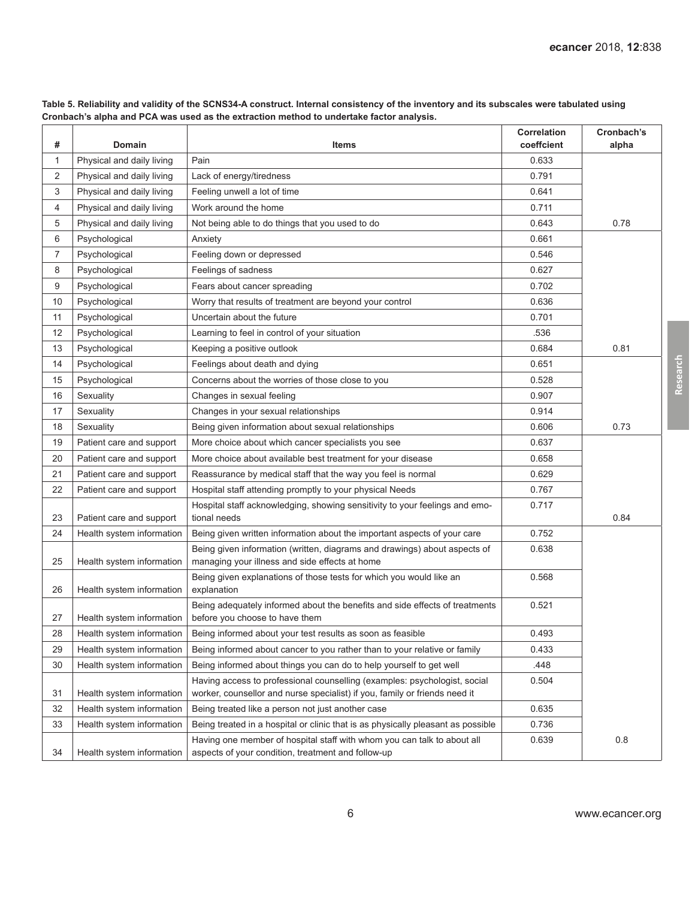**Table 5. Reliability and validity of the SCNS34-A construct. Internal consistency of the inventory and its subscales were tabulated using Cronbach's alpha and PCA was used as the extraction method to undertake factor analysis.**

| # | Domain | Items | Correlation coeffcient | Cronbach's alpha |
|---|---|---|---|---|
| 1 | Physical and daily living | Pain | 0.633 | |
| 2 | Physical and daily living | Lack of energy/tiredness | 0.791 | |
| 3 | Physical and daily living | Feeling unwell a lot of time | 0.641 | |
| 4 | Physical and daily living | Work around the home | 0.711 | |
| 5 | Physical and daily living | Not being able to do things that you used to do | 0.643 | 0.78 |
| 6 | Psychological | Anxiety | 0.661 | |
| 7 | Psychological | Feeling down or depressed | 0.546 | |
| 8 | Psychological | Feelings of sadness | 0.627 | |
| 9 | Psychological | Fears about cancer spreading | 0.702 | |
| 10 | Psychological | Worry that results of treatment are beyond your control | 0.636 | |
| 11 | Psychological | Uncertain about the future | 0.701 | |
| 12 | Psychological | Learning to feel in control of your situation | .536 | |
| 13 | Psychological | Keeping a positive outlook | 0.684 | 0.81 |
| 14 | Psychological | Feelings about death and dying | 0.651 | |
| 15 | Psychological | Concerns about the worries of those close to you | 0.528 | |
| 16 | Sexuality | Changes in sexual feeling | 0.907 | |
| 17 | Sexuality | Changes in your sexual relationships | 0.914 | |
| 18 | Sexuality | Being given information about sexual relationships | 0.606 | 0.73 |
| 19 | Patient care and support | More choice about which cancer specialists you see | 0.637 | |
| 20 | Patient care and support | More choice about available best treatment for your disease | 0.658 | |
| 21 | Patient care and support | Reassurance by medical staff that the way you feel is normal | 0.629 | |
| 22 | Patient care and support | Hospital staff attending promptly to your physical Needs | 0.767 | |
| 23 | Patient care and support | Hospital staff acknowledging, showing sensitivity to your feelings and emotional needs | 0.717 | 0.84 |
| 24 | Health system information | Being given written information about the important aspects of your care | 0.752 | |
| 25 | Health system information | Being given information (written, diagrams and drawings) about aspects of managing your illness and side effects at home | 0.638 | |
| 26 | Health system information | Being given explanations of those tests for which you would like an explanation | 0.568 | |
| 27 | Health system information | Being adequately informed about the benefits and side effects of treatments before you choose to have them | 0.521 | |
| 28 | Health system information | Being informed about your test results as soon as feasible | 0.493 | |
| 29 | Health system information | Being informed about cancer to you rather than to your relative or family | 0.433 | |
| 30 | Health system information | Being informed about things you can do to help yourself to get well | .448 | |
| 31 | Health system information | Having access to professional counselling (examples: psychologist, social worker, counsellor and nurse specialist) if you, family or friends need it | 0.504 | |
| 32 | Health system information | Being treated like a person not just another case | 0.635 | |
| 33 | Health system information | Being treated in a hospital or clinic that is as physically pleasant as possible | 0.736 | |
| 34 | Health system information | Having one member of hospital staff with whom you can talk to about all aspects of your condition, treatment and follow-up | 0.639 | 0.8 |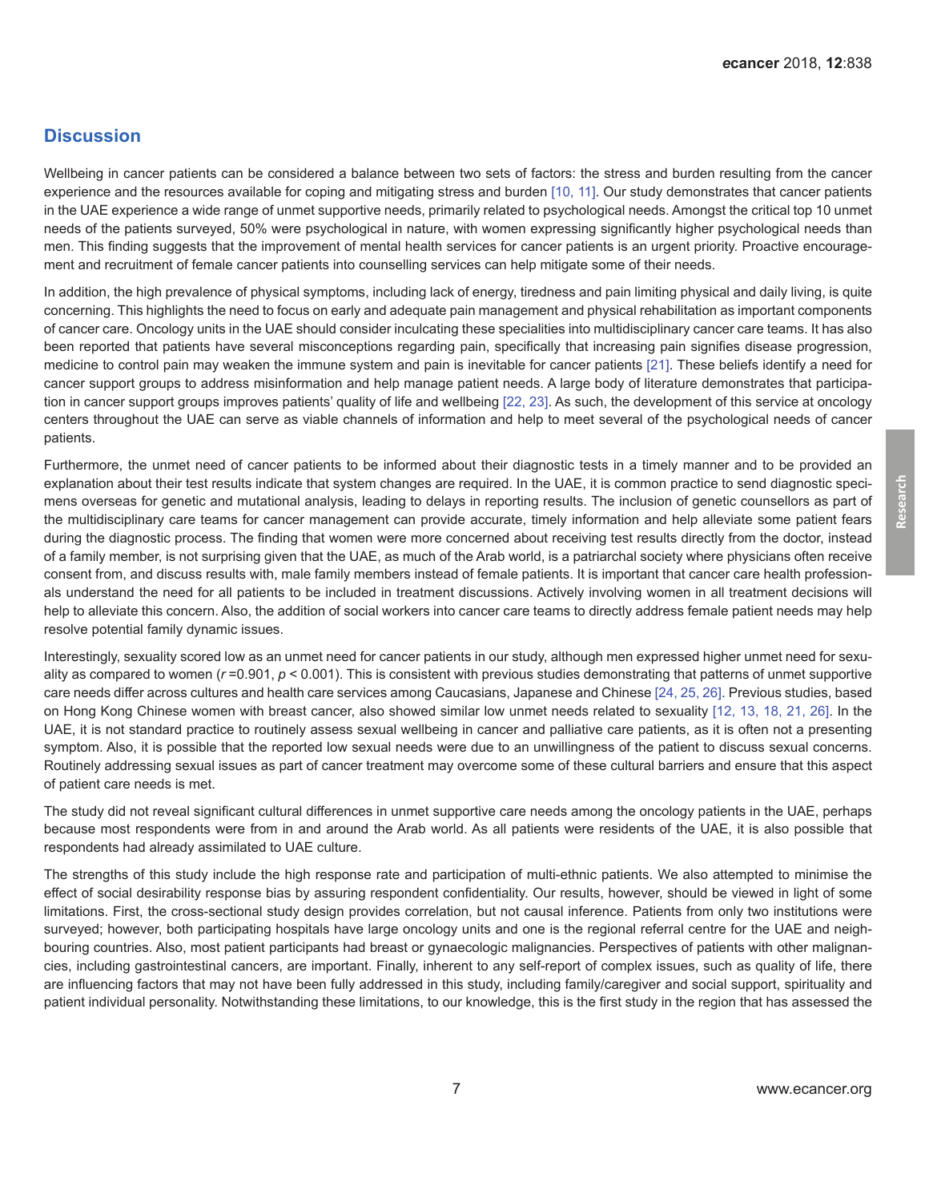## Discussion

Wellbeing in cancer patients can be considered a balance between two sets of factors: the stress and burden resulting from the cancer experience and the resources available for coping and mitigating stress and burden [10, 11]. Our study demonstrates that cancer patients in the UAE experience a wide range of unmet supportive needs, primarily related to psychological needs. Amongst the critical top 10 unmet needs of the patients surveyed, 50% were psychological in nature, with women expressing significantly higher psychological needs than men. This finding suggests that the improvement of mental health services for cancer patients is an urgent priority. Proactive encouragement and recruitment of female cancer patients into counselling services can help mitigate some of their needs.

In addition, the high prevalence of physical symptoms, including lack of energy, tiredness and pain limiting physical and daily living, is quite concerning. This highlights the need to focus on early and adequate pain management and physical rehabilitation as important components of cancer care. Oncology units in the UAE should consider inculcating these specialities into multidisciplinary cancer care teams. It has also been reported that patients have several misconceptions regarding pain, specifically that increasing pain signifies disease progression, medicine to control pain may weaken the immune system and pain is inevitable for cancer patients [21]. These beliefs identify a need for cancer support groups to address misinformation and help manage patient needs. A large body of literature demonstrates that participation in cancer support groups improves patients' quality of life and wellbeing [22, 23]. As such, the development of this service at oncology centers throughout the UAE can serve as viable channels of information and help to meet several of the psychological needs of cancer patients.

Furthermore, the unmet need of cancer patients to be informed about their diagnostic tests in a timely manner and to be provided an explanation about their test results indicate that system changes are required. In the UAE, it is common practice to send diagnostic specimens overseas for genetic and mutational analysis, leading to delays in reporting results. The inclusion of genetic counsellors as part of the multidisciplinary care teams for cancer management can provide accurate, timely information and help alleviate some patient fears during the diagnostic process. The finding that women were more concerned about receiving test results directly from the doctor, instead of a family member, is not surprising given that the UAE, as much of the Arab world, is a patriarchal society where physicians often receive consent from, and discuss results with, male family members instead of female patients. It is important that cancer care health professionals understand the need for all patients to be included in treatment discussions. Actively involving women in all treatment decisions will help to alleviate this concern. Also, the addition of social workers into cancer care teams to directly address female patient needs may help resolve potential family dynamic issues.

Interestingly, sexuality scored low as an unmet need for cancer patients in our study, although men expressed higher unmet need for sexuality as compared to women ($r$ =0.901, $p < 0.001$). This is consistent with previous studies demonstrating that patterns of unmet supportive care needs differ across cultures and health care services among Caucasians, Japanese and Chinese [24, 25, 26]. Previous studies, based on Hong Kong Chinese women with breast cancer, also showed similar low unmet needs related to sexuality [12, 13, 18, 21, 26]. In the UAE, it is not standard practice to routinely assess sexual wellbeing in cancer and palliative care patients, as it is often not a presenting symptom. Also, it is possible that the reported low sexual needs were due to an unwillingness of the patient to discuss sexual concerns. Routinely addressing sexual issues as part of cancer treatment may overcome some of these cultural barriers and ensure that this aspect of patient care needs is met.

The study did not reveal significant cultural differences in unmet supportive care needs among the oncology patients in the UAE, perhaps because most respondents were from in and around the Arab world. As all patients were residents of the UAE, it is also possible that respondents had already assimilated to UAE culture.

The strengths of this study include the high response rate and participation of multi-ethnic patients. We also attempted to minimise the effect of social desirability response bias by assuring respondent confidentiality. Our results, however, should be viewed in light of some limitations. First, the cross-sectional study design provides correlation, but not causal inference. Patients from only two institutions were surveyed; however, both participating hospitals have large oncology units and one is the regional referral centre for the UAE and neighbouring countries. Also, most patient participants had breast or gynaecologic malignancies. Perspectives of patients with other malignancies, including gastrointestinal cancers, are important. Finally, inherent to any self-report of complex issues, such as quality of life, there are influencing factors that may not have been fully addressed in this study, including family/caregiver and social support, spirituality and patient individual personality. Notwithstanding these limitations, to our knowledge, this is the first study in the region that has assessed the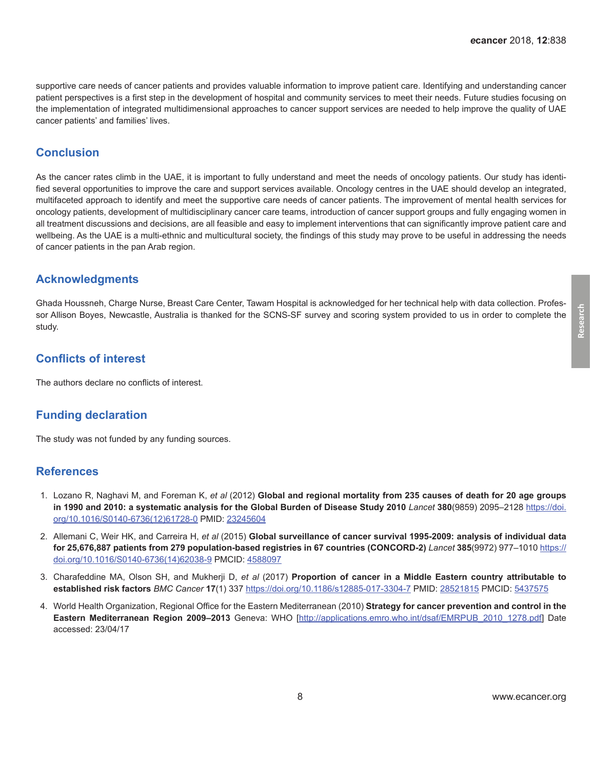supportive care needs of cancer patients and provides valuable information to improve patient care. Identifying and understanding cancer patient perspectives is a first step in the development of hospital and community services to meet their needs. Future studies focusing on the implementation of integrated multidimensional approaches to cancer support services are needed to help improve the quality of UAE cancer patients' and families' lives.

## Conclusion

As the cancer rates climb in the UAE, it is important to fully understand and meet the needs of oncology patients. Our study has identified several opportunities to improve the care and support services available. Oncology centres in the UAE should develop an integrated, multifaceted approach to identify and meet the supportive care needs of cancer patients. The improvement of mental health services for oncology patients, development of multidisciplinary cancer care teams, introduction of cancer support groups and fully engaging women in all treatment discussions and decisions, are all feasible and easy to implement interventions that can significantly improve patient care and wellbeing. As the UAE is a multi-ethnic and multicultural society, the findings of this study may prove to be useful in addressing the needs of cancer patients in the pan Arab region.

## Acknowledgments

Ghada Houssneh, Charge Nurse, Breast Care Center, Tawam Hospital is acknowledged for her technical help with data collection. Professor Allison Boyes, Newcastle, Australia is thanked for the SCNS-SF survey and scoring system provided to us in order to complete the study.

## Conflicts of interest

The authors declare no conflicts of interest.

## Funding declaration

The study was not funded by any funding sources.

## References

1. Lozano R, Naghavi M, and Foreman K, *et al* (2012) **Global and regional mortality from 235 causes of death for 20 age groups in 1990 and 2010: a systematic analysis for the Global Burden of Disease Study 2010** *Lancet* **380**(9859) 2095–2128 https://doi.org/10.1016/S0140-6736(12)61728-0 PMID: 23245604
2. Allemani C, Weir HK, and Carreira H, *et al* (2015) **Global surveillance of cancer survival 1995-2009: analysis of individual data for 25,676,887 patients from 279 population-based registries in 67 countries (CONCORD-2)** *Lancet* **385**(9972) 977–1010 https://doi.org/10.1016/S0140-6736(14)62038-9 PMCID: 4588097
3. Charafeddine MA, Olson SH, and Mukherji D, *et al* (2017) **Proportion of cancer in a Middle Eastern country attributable to established risk factors** *BMC Cancer* **17**(1) 337 https://doi.org/10.1186/s12885-017-3304-7 PMID: 28521815 PMCID: 5437575
4. World Health Organization, Regional Office for the Eastern Mediterranean (2010) **Strategy for cancer prevention and control in the Eastern Mediterranean Region 2009–2013** Geneva: WHO [http://applications.emro.who.int/dsaf/EMRPUB_2010_1278.pdf] Date accessed: 23/04/17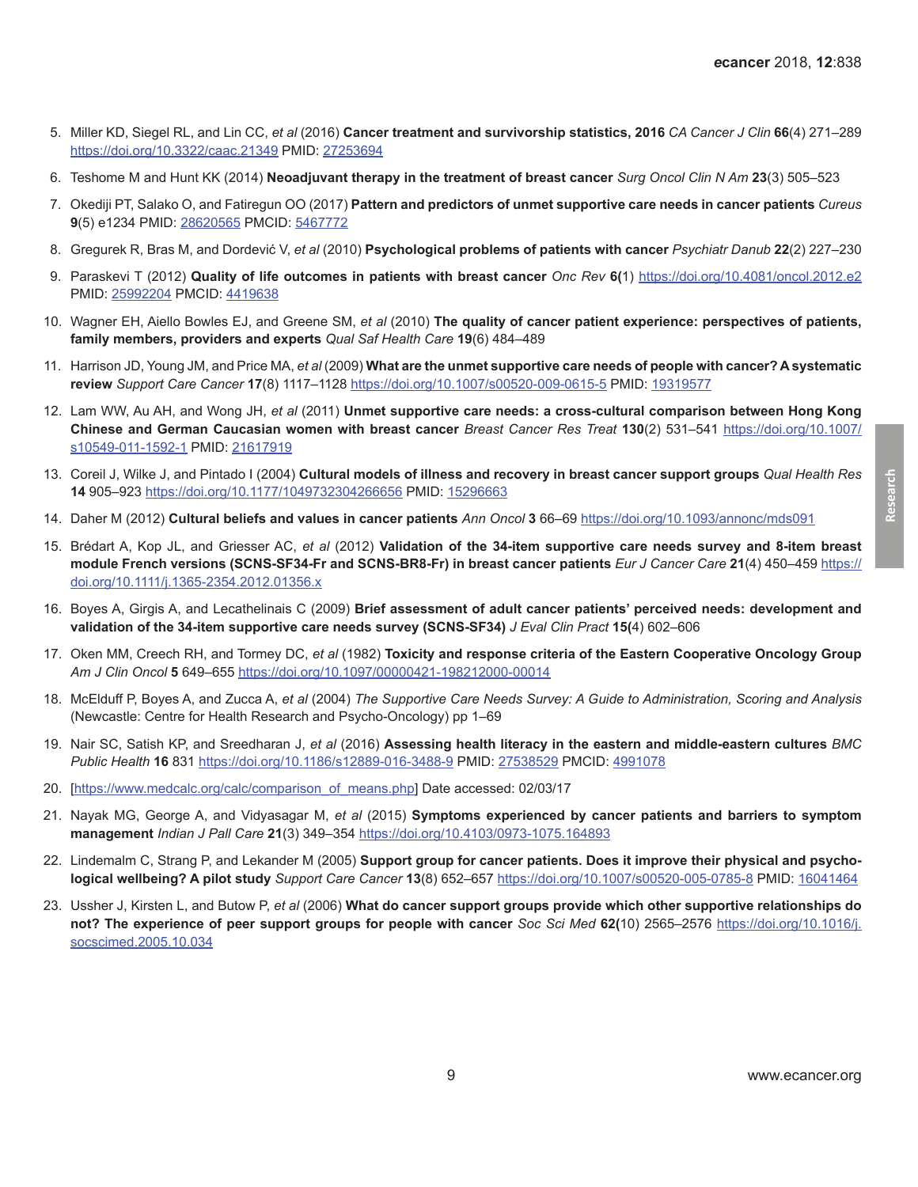5. Miller KD, Siegel RL, and Lin CC, *et al* (2016) **Cancer treatment and survivorship statistics, 2016** *CA Cancer J Clin* **66**(4) 271–289 https://doi.org/10.3322/caac.21349 PMID: 27253694

6. Teshome M and Hunt KK (2014) **Neoadjuvant therapy in the treatment of breast cancer** *Surg Oncol Clin N Am* **23**(3) 505–523

7. Okediji PT, Salako O, and Fatiregun OO (2017) **Pattern and predictors of unmet supportive care needs in cancer patients** *Cureus* **9**(5) e1234 PMID: 28620565 PMCID: 5467772

8. Gregurek R, Bras M, and Dordević V, *et al* (2010) **Psychological problems of patients with cancer** *Psychiatr Danub* **22**(2) 227–230

9. Paraskevi T (2012) **Quality of life outcomes in patients with breast cancer** *Onc Rev* **6(**1) https://doi.org/10.4081/oncol.2012.e2 PMID: 25992204 PMCID: 4419638

10. Wagner EH, Aiello Bowles EJ, and Greene SM, *et al* (2010) **The quality of cancer patient experience: perspectives of patients, family members, providers and experts** *Qual Saf Health Care* **19**(6) 484–489

11. Harrison JD, Young JM, and Price MA, *et al* (2009) **What are the unmet supportive care needs of people with cancer? A systematic review** *Support Care Cancer* **17**(8) 1117–1128 https://doi.org/10.1007/s00520-009-0615-5 PMID: 19319577

12. Lam WW, Au AH, and Wong JH, *et al* (2011) **Unmet supportive care needs: a cross-cultural comparison between Hong Kong Chinese and German Caucasian women with breast cancer** *Breast Cancer Res Treat* **130**(2) 531–541 https://doi.org/10.1007/s10549-011-1592-1 PMID: 21617919

13. Coreil J, Wilke J, and Pintado I (2004) **Cultural models of illness and recovery in breast cancer support groups** *Qual Health Res* **14** 905–923 https://doi.org/10.1177/1049732304266656 PMID: 15296663

14. Daher M (2012) **Cultural beliefs and values in cancer patients** *Ann Oncol* **3** 66–69 https://doi.org/10.1093/annonc/mds091

15. Brédart A, Kop JL, and Griesser AC, *et al* (2012) **Validation of the 34-item supportive care needs survey and 8-item breast module French versions (SCNS-SF34-Fr and SCNS-BR8-Fr) in breast cancer patients** *Eur J Cancer Care* **21**(4) 450–459 https://doi.org/10.1111/j.1365-2354.2012.01356.x

16. Boyes A, Girgis A, and Lecathelinais C (2009) **Brief assessment of adult cancer patients' perceived needs: development and validation of the 34-item supportive care needs survey (SCNS-SF34)** *J Eval Clin Pract* **15(**4) 602–606

17. Oken MM, Creech RH, and Tormey DC, *et al* (1982) **Toxicity and response criteria of the Eastern Cooperative Oncology Group** *Am J Clin Oncol* **5** 649–655 https://doi.org/10.1097/00000421-198212000-00014

18. McElduff P, Boyes A, and Zucca A, *et al* (2004) *The Supportive Care Needs Survey: A Guide to Administration, Scoring and Analysis* (Newcastle: Centre for Health Research and Psycho-Oncology) pp 1–69

19. Nair SC, Satish KP, and Sreedharan J, *et al* (2016) **Assessing health literacy in the eastern and middle-eastern cultures** *BMC Public Health* **16** 831 https://doi.org/10.1186/s12889-016-3488-9 PMID: 27538529 PMCID: 4991078

20. [https://www.medcalc.org/calc/comparison_of_means.php] Date accessed: 02/03/17

21. Nayak MG, George A, and Vidyasagar M, *et al* (2015) **Symptoms experienced by cancer patients and barriers to symptom management** *Indian J Pall Care* **21**(3) 349–354 https://doi.org/10.4103/0973-1075.164893

22. Lindemalm C, Strang P, and Lekander M (2005) **Support group for cancer patients. Does it improve their physical and psychological wellbeing? A pilot study** *Support Care Cancer* **13**(8) 652–657 https://doi.org/10.1007/s00520-005-0785-8 PMID: 16041464

23. Ussher J, Kirsten L, and Butow P, *et al* (2006) **What do cancer support groups provide which other supportive relationships do not? The experience of peer support groups for people with cancer** *Soc Sci Med* **62(**10) 2565–2576 https://doi.org/10.1016/j.socscimed.2005.10.034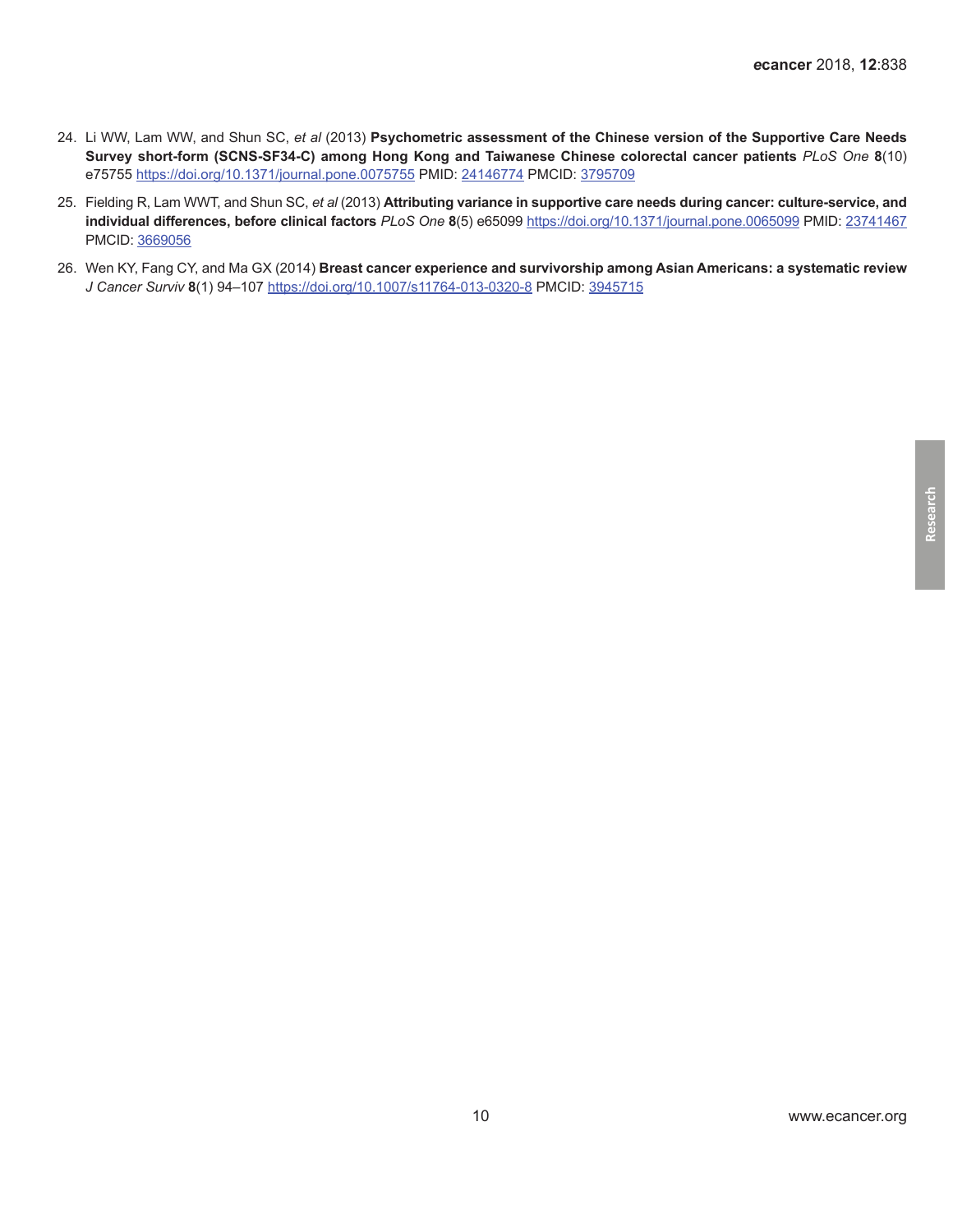24. Li WW, Lam WW, and Shun SC, *et al* (2013) **Psychometric assessment of the Chinese version of the Supportive Care Needs Survey short-form (SCNS-SF34-C) among Hong Kong and Taiwanese Chinese colorectal cancer patients** *PLoS One* **8**(10) e75755 https://doi.org/10.1371/journal.pone.0075755 PMID: 24146774 PMCID: 3795709

25. Fielding R, Lam WWT, and Shun SC, *et al* (2013) **Attributing variance in supportive care needs during cancer: culture-service, and individual differences, before clinical factors** *PLoS One* **8**(5) e65099 https://doi.org/10.1371/journal.pone.0065099 PMID: 23741467 PMCID: 3669056

26. Wen KY, Fang CY, and Ma GX (2014) **Breast cancer experience and survivorship among Asian Americans: a systematic review** *J Cancer Surviv* **8**(1) 94–107 https://doi.org/10.1007/s11764-013-0320-8 PMCID: 3945715